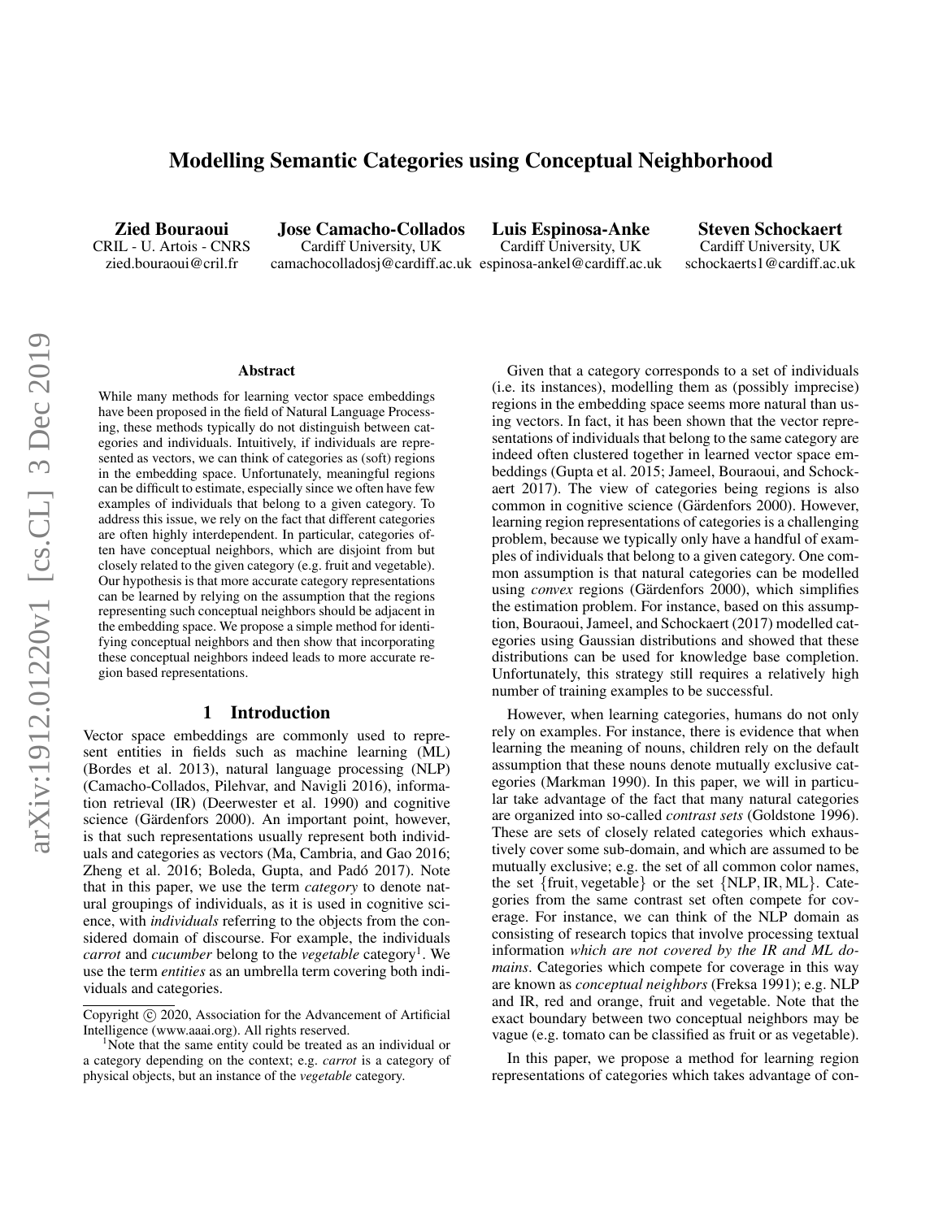# Modelling Semantic Categories using Conceptual Neighborhood

**Zied Bouraoui**
CRIL - U. Artois - CNRS
zied.bouraoui@cril.fr

**Jose Camacho-Collados**
Cardiff University, UK
camachocolladosj@cardiff.ac.uk

**Luis Espinosa-Anke**
Cardiff University, UK
espinosa-ankel@cardiff.ac.uk

**Steven Schockaert**
Cardiff University, UK
schockaerts1@cardiff.ac.uk

### Abstract

While many methods for learning vector space embeddings have been proposed in the field of Natural Language Processing, these methods typically do not distinguish between categories and individuals. Intuitively, if individuals are represented as vectors, we can think of categories as (soft) regions in the embedding space. Unfortunately, meaningful regions can be difficult to estimate, especially since we often have few examples of individuals that belong to a given category. To address this issue, we rely on the fact that different categories are often highly interdependent. In particular, categories often have conceptual neighbors, which are disjoint from but closely related to the given category (e.g. fruit and vegetable). Our hypothesis is that more accurate category representations can be learned by relying on the assumption that the regions representing such conceptual neighbors should be adjacent in the embedding space. We propose a simple method for identifying conceptual neighbors and then show that incorporating these conceptual neighbors indeed leads to more accurate region based representations.

## 1 Introduction

Vector space embeddings are commonly used to represent entities in fields such as machine learning (ML) (Bordes et al. 2013), natural language processing (NLP) (Camacho-Collados, Pilehvar, and Navigli 2016), information retrieval (IR) (Deerwester et al. 1990) and cognitive science (Gärdenfors 2000). An important point, however, is that such representations usually represent both individuals and categories as vectors (Ma, Cambria, and Gao 2016; Zheng et al. 2016; Boleda, Gupta, and Padó 2017). Note that in this paper, we use the term *category* to denote natural groupings of individuals, as it is used in cognitive science, with *individuals* referring to the objects from the considered domain of discourse. For example, the individuals *carrot* and *cucumber* belong to the *vegetable* category[1]. We use the term *entities* as an umbrella term covering both individuals and categories.

Copyright © 2020, Association for the Advancement of Artificial Intelligence (www.aaai.org). All rights reserved.

[1]Note that the same entity could be treated as an individual or a category depending on the context; e.g. *carrot* is a category of physical objects, but an instance of the *vegetable* category.

Given that a category corresponds to a set of individuals (i.e. its instances), modelling them as (possibly imprecise) regions in the embedding space seems more natural than using vectors. In fact, it has been shown that the vector representations of individuals that belong to the same category are indeed often clustered together in learned vector space embeddings (Gupta et al. 2015; Jameel, Bouraoui, and Schockaert 2017). The view of categories being regions is also common in cognitive science (Gärdenfors 2000). However, learning region representations of categories is a challenging problem, because we typically only have a handful of examples of individuals that belong to a given category. One common assumption is that natural categories can be modelled using *convex* regions (Gärdenfors 2000), which simplifies the estimation problem. For instance, based on this assumption, Bouraoui, Jameel, and Schockaert (2017) modelled categories using Gaussian distributions and showed that these distributions can be used for knowledge base completion. Unfortunately, this strategy still requires a relatively high number of training examples to be successful.

However, when learning categories, humans do not only rely on examples. For instance, there is evidence that when learning the meaning of nouns, children rely on the default assumption that these nouns denote mutually exclusive categories (Markman 1990). In this paper, we will in particular take advantage of the fact that many natural categories are organized into so-called *contrast sets* (Goldstone 1996). These are sets of closely related categories which exhaustively cover some sub-domain, and which are assumed to be mutually exclusive; e.g. the set of all common color names, the set $\{\text{fruit}, \text{vegetable}\}$ or the set $\{\text{NLP}, \text{IR}, \text{ML}\}$. Categories from the same contrast set often compete for coverage. For instance, we can think of the NLP domain as consisting of research topics that involve processing textual information *which are not covered by the IR and ML domains*. Categories which compete for coverage in this way are known as *conceptual neighbors* (Freksa 1991); e.g. NLP and IR, red and orange, fruit and vegetable. Note that the exact boundary between two conceptual neighbors may be vague (e.g. tomato can be classified as fruit or as vegetable).

In this paper, we propose a method for learning region representations of categories which takes advantage of con-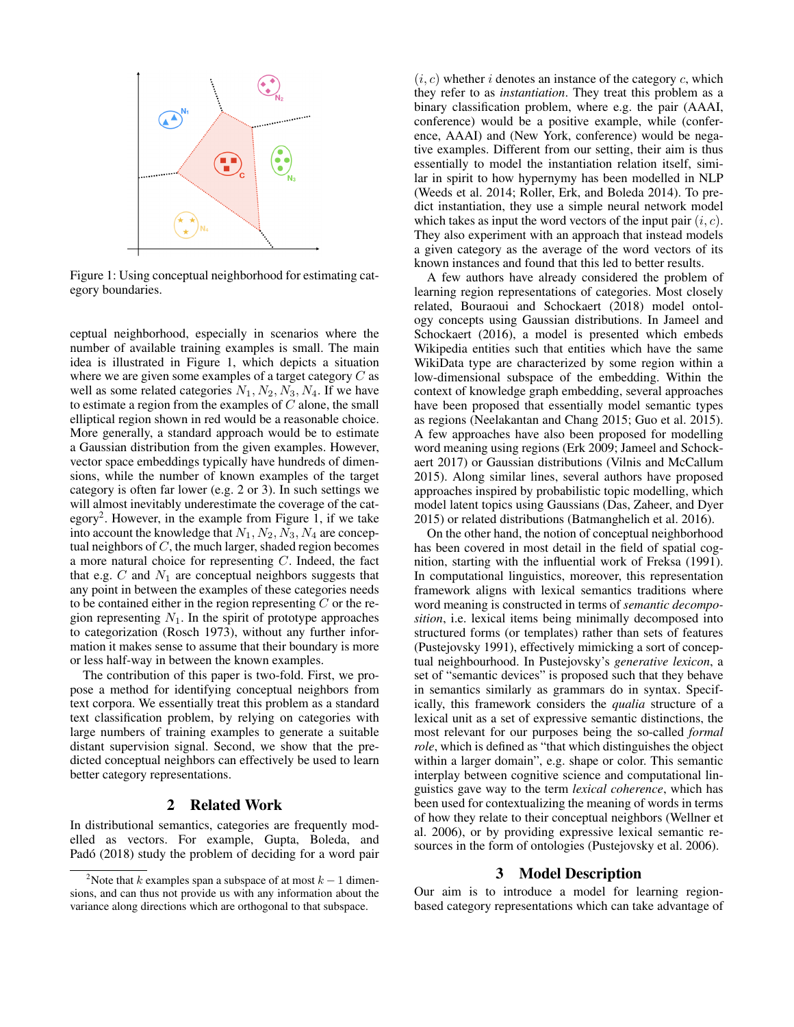Figure 1: Using conceptual neighborhood for estimating category boundaries.

ceptual neighborhood, especially in scenarios where the number of available training examples is small. The main idea is illustrated in Figure 1, which depicts a situation where we are given some examples of a target category $C$ as well as some related categories $N_1, N_2, N_3, N_4$. If we have to estimate a region from the examples of $C$ alone, the small elliptical region shown in red would be a reasonable choice. More generally, a standard approach would be to estimate a Gaussian distribution from the given examples. However, vector space embeddings typically have hundreds of dimensions, while the number of known examples of the target category is often far lower (e.g. 2 or 3). In such settings we will almost inevitably underestimate the coverage of the category[2]. However, in the example from Figure 1, if we take into account the knowledge that $N_1, N_2, N_3, N_4$ are conceptual neighbors of $C$, the much larger, shaded region becomes a more natural choice for representing $C$. Indeed, the fact that e.g. $C$ and $N_1$ are conceptual neighbors suggests that any point in between the examples of these categories needs to be contained either in the region representing $C$ or the region representing $N_1$. In the spirit of prototype approaches to categorization (Rosch 1973), without any further information it makes sense to assume that their boundary is more or less half-way in between the known examples.

The contribution of this paper is two-fold. First, we propose a method for identifying conceptual neighbors from text corpora. We essentially treat this problem as a standard text classification problem, by relying on categories with large numbers of training examples to generate a suitable distant supervision signal. Second, we show that the predicted conceptual neighbors can effectively be used to learn better category representations.

## 2 Related Work

In distributional semantics, categories are frequently modelled as vectors. For example, Gupta, Boleda, and Padó (2018) study the problem of deciding for a word pair $(i, c)$ whether $i$ denotes an instance of the category $c$, which they refer to as *instantiation*. They treat this problem as a binary classification problem, where e.g. the pair (AAAI, conference) would be a positive example, while (conference, AAAI) and (New York, conference) would be negative examples. Different from our setting, their aim is thus essentially to model the instantiation relation itself, similar in spirit to how hypernymy has been modelled in NLP (Weeds et al. 2014; Roller, Erk, and Boleda 2014). To predict instantiation, they use a simple neural network model which takes as input the word vectors of the input pair $(i, c)$. They also experiment with an approach that instead models a given category as the average of the word vectors of its known instances and found that this led to better results.

A few authors have already considered the problem of learning region representations of categories. Most closely related, Bouraoui and Schockaert (2018) model ontology concepts using Gaussian distributions. In Jameel and Schockaert (2016), a model is presented which embeds Wikipedia entities such that entities which have the same WikiData type are characterized by some region within a low-dimensional subspace of the embedding. Within the context of knowledge graph embedding, several approaches have been proposed that essentially model semantic types as regions (Neelakantan and Chang 2015; Guo et al. 2015). A few approaches have also been proposed for modelling word meaning using regions (Erk 2009; Jameel and Schockaert 2017) or Gaussian distributions (Vilnis and McCallum 2015). Along similar lines, several authors have proposed approaches inspired by probabilistic topic modelling, which model latent topics using Gaussians (Das, Zaheer, and Dyer 2015) or related distributions (Batmanghelich et al. 2016).

On the other hand, the notion of conceptual neighborhood has been covered in most detail in the field of spatial cognition, starting with the influential work of Freksa (1991). In computational linguistics, moreover, this representation framework aligns with lexical semantics traditions where word meaning is constructed in terms of *semantic decomposition*, i.e. lexical items being minimally decomposed into structured forms (or templates) rather than sets of features (Pustejovsky 1991), effectively mimicking a sort of conceptual neighbourhood. In Pustejovsky's *generative lexicon*, a set of "semantic devices" is proposed such that they behave in semantics similarly as grammars do in syntax. Specifically, this framework considers the *qualia* structure of a lexical unit as a set of expressive semantic distinctions, the most relevant for our purposes being the so-called *formal role*, which is defined as "that which distinguishes the object within a larger domain", e.g. shape or color. This semantic interplay between cognitive science and computational linguistics gave way to the term *lexical coherence*, which has been used for contextualizing the meaning of words in terms of how they relate to their conceptual neighbors (Wellner et al. 2006), or by providing expressive lexical semantic resources in the form of ontologies (Pustejovsky et al. 2006).

## 3 Model Description

Our aim is to introduce a model for learning region-based category representations which can take advantage of

[2] Note that $k$ examples span a subspace of at most $k-1$ dimensions, and can thus not provide us with any information about the variance along directions which are orthogonal to that subspace.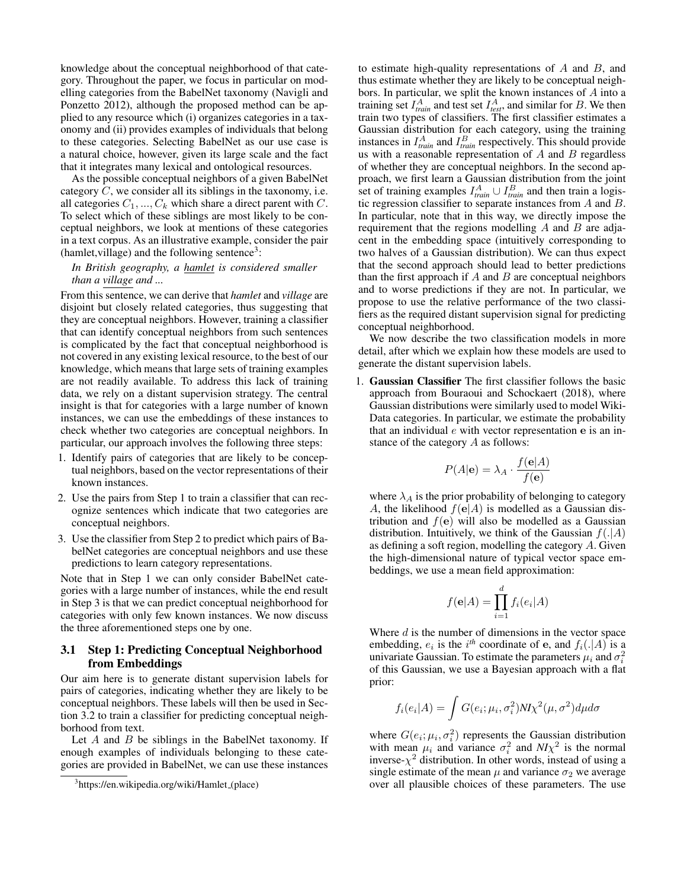knowledge about the conceptual neighborhood of that category. Throughout the paper, we focus in particular on modelling categories from the BabelNet taxonomy (Navigli and Ponzetto 2012), although the proposed method can be applied to any resource which (i) organizes categories in a taxonomy and (ii) provides examples of individuals that belong to these categories. Selecting BabelNet as our use case is a natural choice, however, given its large scale and the fact that it integrates many lexical and ontological resources.

As the possible conceptual neighbors of a given BabelNet category $C$, we consider all its siblings in the taxonomy, i.e. all categories $C_1, ..., C_k$ which share a direct parent with $C$. To select which of these siblings are most likely to be conceptual neighbors, we look at mentions of these categories in a text corpus. As an illustrative example, consider the pair (hamlet,village) and the following sentence[3]:

*In British geography, a hamlet is considered smaller than a village and ...*

From this sentence, we can derive that *hamlet* and *village* are disjoint but closely related categories, thus suggesting that they are conceptual neighbors. However, training a classifier that can identify conceptual neighbors from such sentences is complicated by the fact that conceptual neighborhood is not covered in any existing lexical resource, to the best of our knowledge, which means that large sets of training examples are not readily available. To address this lack of training data, we rely on a distant supervision strategy. The central insight is that for categories with a large number of known instances, we can use the embeddings of these instances to check whether two categories are conceptual neighbors. In particular, our approach involves the following three steps:

1. Identify pairs of categories that are likely to be conceptual neighbors, based on the vector representations of their known instances.
2. Use the pairs from Step 1 to train a classifier that can recognize sentences which indicate that two categories are conceptual neighbors.
3. Use the classifier from Step 2 to predict which pairs of BabelNet categories are conceptual neighbors and use these predictions to learn category representations.

Note that in Step 1 we can only consider BabelNet categories with a large number of instances, while the end result in Step 3 is that we can predict conceptual neighborhood for categories with only few known instances. We now discuss the three aforementioned steps one by one.

### 3.1 Step 1: Predicting Conceptual Neighborhood from Embeddings

Our aim here is to generate distant supervision labels for pairs of categories, indicating whether they are likely to be conceptual neighbors. These labels will then be used in Section 3.2 to train a classifier for predicting conceptual neighborhood from text.

Let $A$ and $B$ be siblings in the BabelNet taxonomy. If enough examples of individuals belonging to these categories are provided in BabelNet, we can use these instances to estimate high-quality representations of $A$ and $B$, and thus estimate whether they are likely to be conceptual neighbors. In particular, we split the known instances of $A$ into a training set $I^A_{train}$ and test set $I^A_{test}$, and similar for $B$. We then train two types of classifiers. The first classifier estimates a Gaussian distribution for each category, using the training instances in $I^A_{train}$ and $I^B_{train}$ respectively. This should provide us with a reasonable representation of $A$ and $B$ regardless of whether they are conceptual neighbors. In the second approach, we first learn a Gaussian distribution from the joint set of training examples $I^A_{train} \cup I^B_{train}$ and then train a logistic regression classifier to separate instances from $A$ and $B$. In particular, note that in this way, we directly impose the requirement that the regions modelling $A$ and $B$ are adjacent in the embedding space (intuitively corresponding to two halves of a Gaussian distribution). We can thus expect that the second approach should lead to better predictions than the first approach if $A$ and $B$ are conceptual neighbors and to worse predictions if they are not. In particular, we propose to use the relative performance of the two classifiers as the required distant supervision signal for predicting conceptual neighborhood.

We now describe the two classification models in more detail, after which we explain how these models are used to generate the distant supervision labels.

1. **Gaussian Classifier** The first classifier follows the basic approach from Bouraoui and Schockaert (2018), where Gaussian distributions were similarly used to model WikiData categories. In particular, we estimate the probability that an individual $e$ with vector representation $\mathbf{e}$ is an instance of the category $A$ as follows:

$$P(A|\mathbf{e}) = \lambda_A \cdot \frac{f(\mathbf{e}|A)}{f(\mathbf{e})}$$

where $\lambda_A$ is the prior probability of belonging to category $A$, the likelihood $f(\mathbf{e}|A)$ is modelled as a Gaussian distribution and $f(\mathbf{e})$ will also be modelled as a Gaussian distribution. Intuitively, we think of the Gaussian $f(.|A)$ as defining a soft region, modelling the category $A$. Given the high-dimensional nature of typical vector space embeddings, we use a mean field approximation:

$$f(\mathbf{e}|A) = \prod_{i=1}^{d} f_i(e_i|A)$$

Where $d$ is the number of dimensions in the vector space embedding, $e_i$ is the $i^{th}$ coordinate of $\mathbf{e}$, and $f_i(.|A)$ is a univariate Gaussian. To estimate the parameters $\mu_i$ and $\sigma_i^2$ of this Gaussian, we use a Bayesian approach with a flat prior:

$$f_i(e_i|A) = \int G(e_i; \mu_i, \sigma_i^2) NI\chi^2(\mu, \sigma^2) d\mu d\sigma$$

where $G(e_i; \mu_i, \sigma_i^2)$ represents the Gaussian distribution with mean $\mu_i$ and variance $\sigma_i^2$ and $NI\chi^2$ is the normal inverse-$\chi^2$ distribution. In other words, instead of using a single estimate of the mean $\mu$ and variance $\sigma_2$ we average over all plausible choices of these parameters. The use

[3]https://en.wikipedia.org/wiki/Hamlet_(place)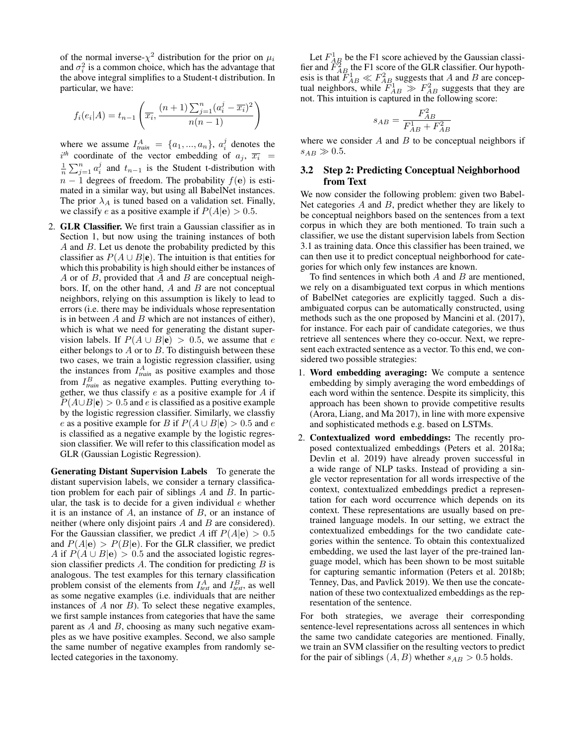of the normal inverse-$\chi^2$ distribution for the prior on $\mu_i$ and $\sigma_i^2$ is a common choice, which has the advantage that the above integral simplifies to a Student-t distribution. In particular, we have:

$$f_i(e_i|A) = t_{n-1}\left(\overline{x_i}, \frac{(n+1)\sum_{j=1}^{n}(a_i^j - \overline{x_i})^2}{n(n-1)}\right)$$

where we assume $I_{train}^A = \{a_1, ..., a_n\}$, $a_i^j$ denotes the $i^{th}$ coordinate of the vector embedding of $a_j$, $\overline{x_i} = \frac{1}{n}\sum_{j=1}^{n} a_i^j$ and $t_{n-1}$ is the Student t-distribution with $n-1$ degrees of freedom. The probability $f(\mathbf{e})$ is estimated in a similar way, but using all BabelNet instances. The prior $\lambda_A$ is tuned based on a validation set. Finally, we classify $e$ as a positive example if $P(A|\mathbf{e}) > 0.5$.

2. **GLR Classifier.** We first train a Gaussian classifier as in Section 1, but now using the training instances of both $A$ and $B$. Let us denote the probability predicted by this classifier as $P(A \cup B|\mathbf{e})$. The intuition is that entities for which this probability is high should either be instances of $A$ or of $B$, provided that $A$ and $B$ are conceptual neighbors. If, on the other hand, $A$ and $B$ are not conceptual neighbors, relying on this assumption is likely to lead to errors (i.e. there may be individuals whose representation is in between $A$ and $B$ which are not instances of either), which is what we need for generating the distant supervision labels. If $P(A \cup B|\mathbf{e}) > 0.5$, we assume that $e$ either belongs to $A$ or to $B$. To distinguish between these two cases, we train a logistic regression classifier, using the instances from $I_{train}^A$ as positive examples and those from $I_{train}^B$ as negative examples. Putting everything together, we thus classify $e$ as a positive example for $A$ if $P(A \cup B|\mathbf{e}) > 0.5$ and $e$ is classified as a positive example by the logistic regression classifier. Similarly, we classfiy $e$ as a positive example for $B$ if $P(A \cup B|\mathbf{e}) > 0.5$ and $e$ is classified as a negative example by the logistic regression classifier. We will refer to this classification model as GLR (Gaussian Logistic Regression).

**Generating Distant Supervision Labels** To generate the distant supervision labels, we consider a ternary classification problem for each pair of siblings $A$ and $B$. In particular, the task is to decide for a given individual $e$ whether it is an instance of $A$, an instance of $B$, or an instance of neither (where only disjoint pairs $A$ and $B$ are considered). For the Gaussian classifier, we predict $A$ iff $P(A|\mathbf{e}) > 0.5$ and $P(A|\mathbf{e}) > P(B|\mathbf{e})$. For the GLR classifier, we predict $A$ if $P(A \cup B|\mathbf{e}) > 0.5$ and the associated logistic regression classifier predicts $A$. The condition for predicting $B$ is analogous. The test examples for this ternary classification problem consist of the elements from $I_{test}^A$ and $I_{test}^B$, as well as some negative examples (i.e. individuals that are neither instances of $A$ nor $B$). To select these negative examples, we first sample instances from categories that have the same parent as $A$ and $B$, choosing as many such negative examples as we have positive examples. Second, we also sample the same number of negative examples from randomly selected categories in the taxonomy.

Let $F_{AB}^1$ be the F1 score achieved by the Gaussian classifier and $F_{AB}^2$ the F1 score of the GLR classifier. Our hypothesis is that $F_{AB}^1 \ll F_{AB}^2$ suggests that $A$ and $B$ are conceptual neighbors, while $F_{AB}^1 \gg F_{AB}^2$ suggests that they are not. This intuition is captured in the following score:

$$s_{AB} = \frac{F_{AB}^2}{F_{AB}^1 + F_{AB}^2}$$

where we consider $A$ and $B$ to be conceptual neighbors if $s_{AB} \gg 0.5$.

## 3.2 Step 2: Predicting Conceptual Neighborhood from Text

We now consider the following problem: given two BabelNet categories $A$ and $B$, predict whether they are likely to be conceptual neighbors based on the sentences from a text corpus in which they are both mentioned. To train such a classifier, we use the distant supervision labels from Section 3.1 as training data. Once this classifier has been trained, we can then use it to predict conceptual neighborhood for categories for which only few instances are known.

To find sentences in which both $A$ and $B$ are mentioned, we rely on a disambiguated text corpus in which mentions of BabelNet categories are explicitly tagged. Such a disambiguated corpus can be automatically constructed, using methods such as the one proposed by Mancini et al. (2017), for instance. For each pair of candidate categories, we thus retrieve all sentences where they co-occur. Next, we represent each extracted sentence as a vector. To this end, we considered two possible strategies:

1. **Word embedding averaging:** We compute a sentence embedding by simply averaging the word embeddings of each word within the sentence. Despite its simplicity, this approach has been shown to provide competitive results (Arora, Liang, and Ma 2017), in line with more expensive and sophisticated methods e.g. based on LSTMs.
2. **Contextualized word embeddings:** The recently proposed contextualized embeddings (Peters et al. 2018a; Devlin et al. 2019) have already proven successful in a wide range of NLP tasks. Instead of providing a single vector representation for all words irrespective of the context, contextualized embeddings predict a representation for each word occurrence which depends on its context. These representations are usually based on pre-trained language models. In our setting, we extract the contextualized embeddings for the two candidate categories within the sentence. To obtain this contextualized embedding, we used the last layer of the pre-trained language model, which has been shown to be most suitable for capturing semantic information (Peters et al. 2018b; Tenney, Das, and Pavlick 2019). We then use the concatenation of these two contextualized embeddings as the representation of the sentence.

For both strategies, we average their corresponding sentence-level representations across all sentences in which the same two candidate categories are mentioned. Finally, we train an SVM classifier on the resulting vectors to predict for the pair of siblings $(A, B)$ whether $s_{AB} > 0.5$ holds.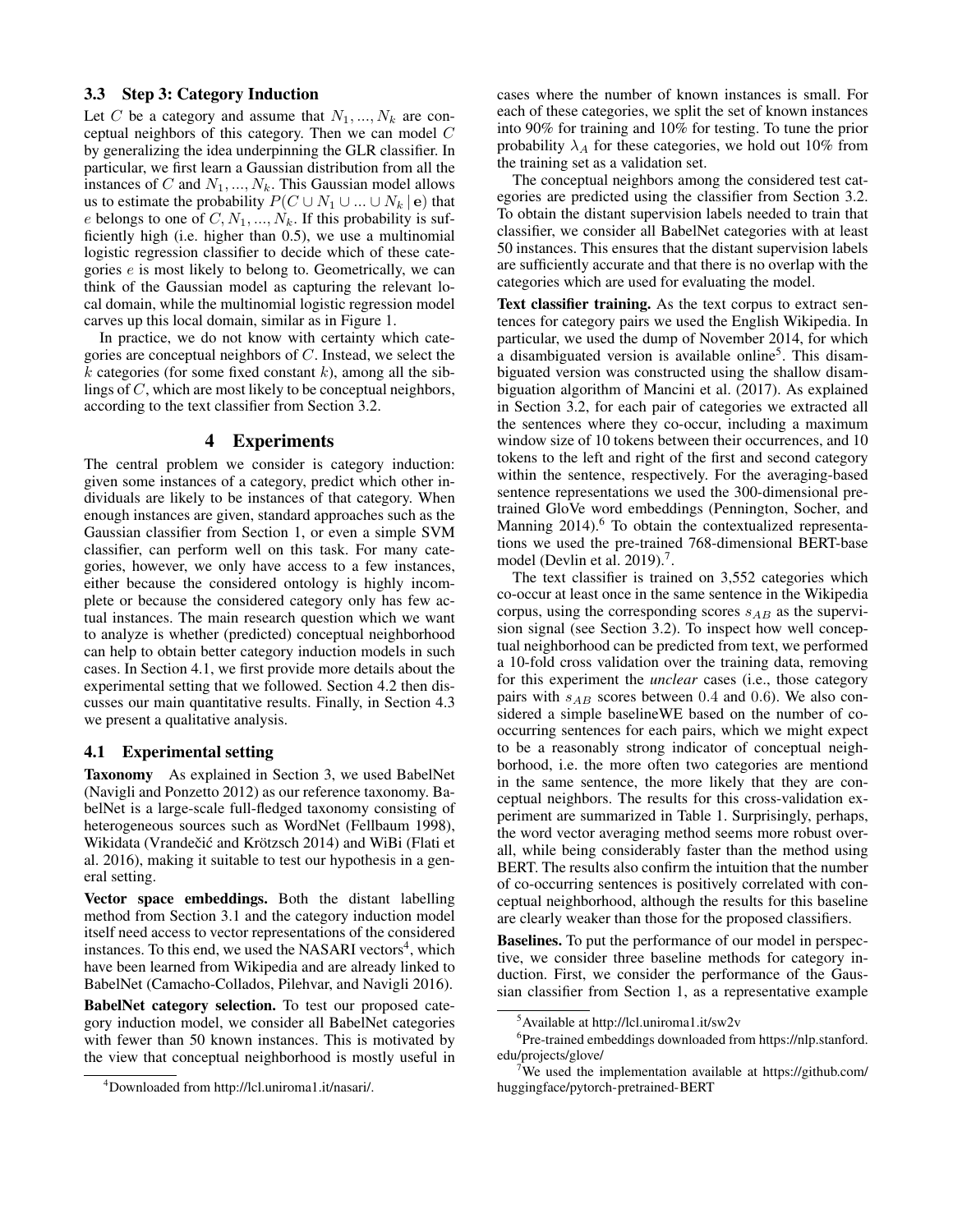### 3.3 Step 3: Category Induction

Let $C$ be a category and assume that $N_1, ..., N_k$ are conceptual neighbors of this category. Then we can model $C$ by generalizing the idea underpinning the GLR classifier. In particular, we first learn a Gaussian distribution from all the instances of $C$ and $N_1, ..., N_k$. This Gaussian model allows us to estimate the probability $P(C \cup N_1 \cup ... \cup N_k \,|\, \mathbf{e})$ that $e$ belongs to one of $C, N_1, ..., N_k$. If this probability is sufficiently high (i.e. higher than 0.5), we use a multinomial logistic regression classifier to decide which of these categories $e$ is most likely to belong to. Geometrically, we can think of the Gaussian model as capturing the relevant local domain, while the multinomial logistic regression model carves up this local domain, similar as in Figure 1.

In practice, we do not know with certainty which categories are conceptual neighbors of $C$. Instead, we select the $k$ categories (for some fixed constant $k$), among all the siblings of $C$, which are most likely to be conceptual neighbors, according to the text classifier from Section 3.2.

## 4 Experiments

The central problem we consider is category induction: given some instances of a category, predict which other individuals are likely to be instances of that category. When enough instances are given, standard approaches such as the Gaussian classifier from Section 1, or even a simple SVM classifier, can perform well on this task. For many categories, however, we only have access to a few instances, either because the considered ontology is highly incomplete or because the considered category only has few actual instances. The main research question which we want to analyze is whether (predicted) conceptual neighborhood can help to obtain better category induction models in such cases. In Section 4.1, we first provide more details about the experimental setting that we followed. Section 4.2 then discusses our main quantitative results. Finally, in Section 4.3 we present a qualitative analysis.

### 4.1 Experimental setting

**Taxonomy** As explained in Section 3, we used BabelNet (Navigli and Ponzetto 2012) as our reference taxonomy. BabelNet is a large-scale full-fledged taxonomy consisting of heterogeneous sources such as WordNet (Fellbaum 1998), Wikidata (Vrandečić and Krötzsch 2014) and WiBi (Flati et al. 2016), making it suitable to test our hypothesis in a general setting.

**Vector space embeddings.** Both the distant labelling method from Section 3.1 and the category induction model itself need access to vector representations of the considered instances. To this end, we used the NASARI vectors[4], which have been learned from Wikipedia and are already linked to BabelNet (Camacho-Collados, Pilehvar, and Navigli 2016).

**BabelNet category selection.** To test our proposed category induction model, we consider all BabelNet categories with fewer than 50 known instances. This is motivated by the view that conceptual neighborhood is mostly useful in cases where the number of known instances is small. For each of these categories, we split the set of known instances into 90% for training and 10% for testing. To tune the prior probability $\lambda_A$ for these categories, we hold out 10% from the training set as a validation set.

The conceptual neighbors among the considered test categories are predicted using the classifier from Section 3.2. To obtain the distant supervision labels needed to train that classifier, we consider all BabelNet categories with at least 50 instances. This ensures that the distant supervision labels are sufficiently accurate and that there is no overlap with the categories which are used for evaluating the model.

**Text classifier training.** As the text corpus to extract sentences for category pairs we used the English Wikipedia. In particular, we used the dump of November 2014, for which a disambiguated version is available online[5]. This disambiguated version was constructed using the shallow disambiguation algorithm of Mancini et al. (2017). As explained in Section 3.2, for each pair of categories we extracted all the sentences where they co-occur, including a maximum window size of 10 tokens between their occurrences, and 10 tokens to the left and right of the first and second category within the sentence, respectively. For the averaging-based sentence representations we used the 300-dimensional pre-trained GloVe word embeddings (Pennington, Socher, and Manning 2014).[6] To obtain the contextualized representations we used the pre-trained 768-dimensional BERT-base model (Devlin et al. 2019).[7].

The text classifier is trained on 3,552 categories which co-occur at least once in the same sentence in the Wikipedia corpus, using the corresponding scores $s_{AB}$ as the supervision signal (see Section 3.2). To inspect how well conceptual neighborhood can be predicted from text, we performed a 10-fold cross validation over the training data, removing for this experiment the *unclear* cases (i.e., those category pairs with $s_{AB}$ scores between 0.4 and 0.6). We also considered a simple baselineWE based on the number of co-occurring sentences for each pairs, which we might expect to be a reasonably strong indicator of conceptual neighborhood, i.e. the more often two categories are mentiond in the same sentence, the more likely that they are conceptual neighbors. The results for this cross-validation experiment are summarized in Table 1. Surprisingly, perhaps, the word vector averaging method seems more robust overall, while being considerably faster than the method using BERT. The results also confirm the intuition that the number of co-occurring sentences is positively correlated with conceptual neighborhood, although the results for this baseline are clearly weaker than those for the proposed classifiers.

**Baselines.** To put the performance of our model in perspective, we consider three baseline methods for category induction. First, we consider the performance of the Gaussian classifier from Section 1, as a representative example

[4] Downloaded from http://lcl.uniroma1.it/nasari/.

[5] Available at http://lcl.uniroma1.it/sw2v

[6] Pre-trained embeddings downloaded from https://nlp.stanford.edu/projects/glove/

[7] We used the implementation available at https://github.com/huggingface/pytorch-pretrained-BERT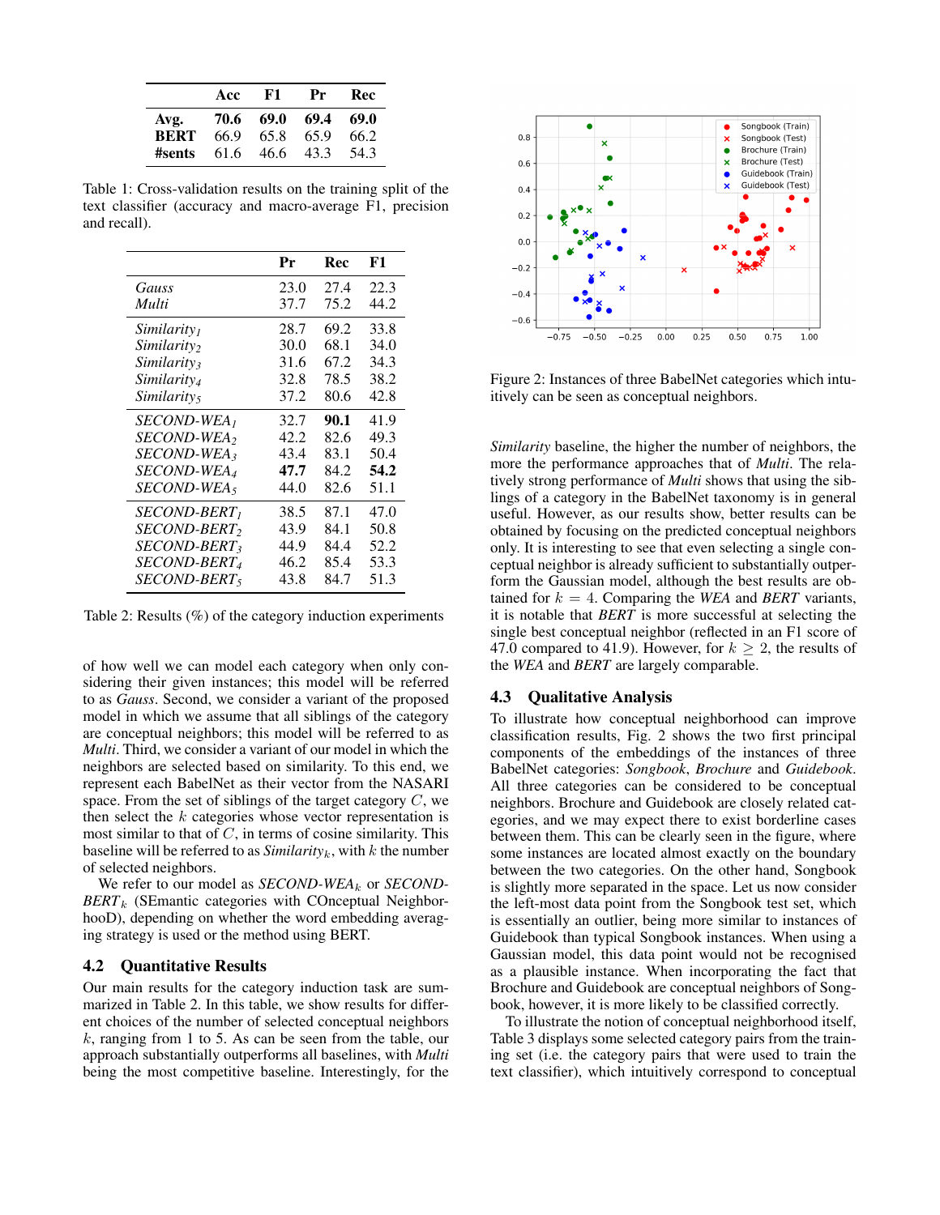|  | Acc | F1 | Pr | Rec |
|---|---|---|---|---|
| **Avg.** | **70.6** | **69.0** | **69.4** | **69.0** |
| **BERT** | 66.9 | 65.8 | 65.9 | 66.2 |
| **#sents** | 61.6 | 46.6 | 43.3 | 54.3 |

Table 1: Cross-validation results on the training split of the text classifier (accuracy and macro-average F1, precision and recall).

|  | Pr | Rec | F1 |
|---|---|---|---|
| *Gauss* | 23.0 | 27.4 | 22.3 |
| *Multi* | 37.7 | 75.2 | 44.2 |
| *Similarity$_1$* | 28.7 | 69.2 | 33.8 |
| *Similarity$_2$* | 30.0 | 68.1 | 34.0 |
| *Similarity$_3$* | 31.6 | 67.2 | 34.3 |
| *Similarity$_4$* | 32.8 | 78.5 | 38.2 |
| *Similarity$_5$* | 37.2 | 80.6 | 42.8 |
| *SECOND-WEA$_1$* | 32.7 | **90.1** | 41.9 |
| *SECOND-WEA$_2$* | 42.2 | 82.6 | 49.3 |
| *SECOND-WEA$_3$* | 43.4 | 83.1 | 50.4 |
| *SECOND-WEA$_4$* | **47.7** | 84.2 | **54.2** |
| *SECOND-WEA$_5$* | 44.0 | 82.6 | 51.1 |
| *SECOND-BERT$_1$* | 38.5 | 87.1 | 47.0 |
| *SECOND-BERT$_2$* | 43.9 | 84.1 | 50.8 |
| *SECOND-BERT$_3$* | 44.9 | 84.4 | 52.2 |
| *SECOND-BERT$_4$* | 46.2 | 85.4 | 53.3 |
| *SECOND-BERT$_5$* | 43.8 | 84.7 | 51.3 |

Table 2: Results (%) of the category induction experiments

of how well we can model each category when only considering their given instances; this model will be referred to as *Gauss*. Second, we consider a variant of the proposed model in which we assume that all siblings of the category are conceptual neighbors; this model will be referred to as *Multi*. Third, we consider a variant of our model in which the neighbors are selected based on similarity. To this end, we represent each BabelNet as their vector from the NASARI space. From the set of siblings of the target category $C$, we then select the $k$ categories whose vector representation is most similar to that of $C$, in terms of cosine similarity. This baseline will be referred to as *Similarity$_k$*, with $k$ the number of selected neighbors.

We refer to our model as *SECOND-WEA$_k$* or *SECOND-BERT$_k$* (SEmantic categories with COnceptual NeighborhooD), depending on whether the word embedding averaging strategy is used or the method using BERT.

## 4.2 Quantitative Results

Our main results for the category induction task are summarized in Table 2. In this table, we show results for different choices of the number of selected conceptual neighbors $k$, ranging from 1 to 5. As can be seen from the table, our approach substantially outperforms all baselines, with *Multi* being the most competitive baseline. Interestingly, for the *Similarity* baseline, the higher the number of neighbors, the more the performance approaches that of *Multi*. The relatively strong performance of *Multi* shows that using the siblings of a category in the BabelNet taxonomy is in general useful. However, as our results show, better results can be obtained by focusing on the predicted conceptual neighbors only. It is interesting to see that even selecting a single conceptual neighbor is already sufficient to substantially outperform the Gaussian model, although the best results are obtained for $k = 4$. Comparing the *WEA* and *BERT* variants, it is notable that *BERT* is more successful at selecting the single best conceptual neighbor (reflected in an F1 score of 47.0 compared to 41.9). However, for $k \geq 2$, the results of the *WEA* and *BERT* are largely comparable.

Figure 2: Instances of three BabelNet categories which intuitively can be seen as conceptual neighbors.

## 4.3 Qualitative Analysis

To illustrate how conceptual neighborhood can improve classification results, Fig. 2 shows the two first principal components of the embeddings of the instances of three BabelNet categories: *Songbook*, *Brochure* and *Guidebook*. All three categories can be considered to be conceptual neighbors. Brochure and Guidebook are closely related categories, and we may expect there to exist borderline cases between them. This can be clearly seen in the figure, where some instances are located almost exactly on the boundary between the two categories. On the other hand, Songbook is slightly more separated in the space. Let us now consider the left-most data point from the Songbook test set, which is essentially an outlier, being more similar to instances of Guidebook than typical Songbook instances. When using a Gaussian model, this data point would not be recognised as a plausible instance. When incorporating the fact that Brochure and Guidebook are conceptual neighbors of Songbook, however, it is more likely to be classified correctly.

To illustrate the notion of conceptual neighborhood itself, Table 3 displays some selected category pairs from the training set (i.e. the category pairs that were used to train the text classifier), which intuitively correspond to conceptual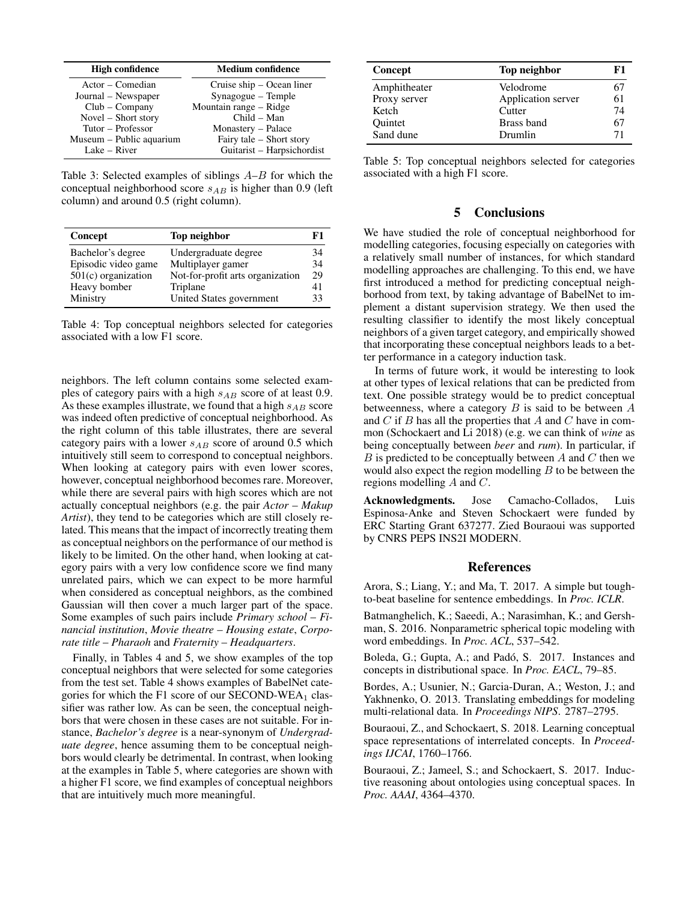| High confidence | Medium confidence |
|---|---|
| Actor – Comedian | Cruise ship – Ocean liner |
| Journal – Newspaper | Synagogue – Temple |
| Club – Company | Mountain range – Ridge |
| Novel – Short story | Child – Man |
| Tutor – Professor | Monastery – Palace |
| Museum – Public aquarium | Fairy tale – Short story |
| Lake – River | Guitarist – Harpsichordist |

Table 3: Selected examples of siblings $A$–$B$ for which the conceptual neighborhood score $s_{AB}$ is higher than 0.9 (left column) and around 0.5 (right column).

| Concept | Top neighbor | F1 |
|---|---|---|
| Bachelor's degree | Undergraduate degree | 34 |
| Episodic video game | Multiplayer gamer | 34 |
| 501(c) organization | Not-for-profit arts organization | 29 |
| Heavy bomber | Triplane | 41 |
| Ministry | United States government | 33 |

Table 4: Top conceptual neighbors selected for categories associated with a low F1 score.

neighbors. The left column contains some selected examples of category pairs with a high $s_{AB}$ score of at least 0.9. As these examples illustrate, we found that a high $s_{AB}$ score was indeed often predictive of conceptual neighborhood. As the right column of this table illustrates, there are several category pairs with a lower $s_{AB}$ score of around 0.5 which intuitively still seem to correspond to conceptual neighbors. When looking at category pairs with even lower scores, however, conceptual neighborhood becomes rare. Moreover, while there are several pairs with high scores which are not actually conceptual neighbors (e.g. the pair *Actor – Makup Artist*), they tend to be categories which are still closely related. This means that the impact of incorrectly treating them as conceptual neighbors on the performance of our method is likely to be limited. On the other hand, when looking at category pairs with a very low confidence score we find many unrelated pairs, which we can expect to be more harmful when considered as conceptual neighbors, as the combined Gaussian will then cover a much larger part of the space. Some examples of such pairs include *Primary school – Financial institution*, *Movie theatre – Housing estate*, *Corporate title – Pharaoh* and *Fraternity – Headquarters*.

Finally, in Tables 4 and 5, we show examples of the top conceptual neighbors that were selected for some categories from the test set. Table 4 shows examples of BabelNet categories for which the F1 score of our SECOND-WEA$_1$ classifier was rather low. As can be seen, the conceptual neighbors that were chosen in these cases are not suitable. For instance, *Bachelor's degree* is a near-synonym of *Undergraduate degree*, hence assuming them to be conceptual neighbors would clearly be detrimental. In contrast, when looking at the examples in Table 5, where categories are shown with a higher F1 score, we find examples of conceptual neighbors that are intuitively much more meaningful.

| Concept | Top neighbor | F1 |
|---|---|---|
| Amphitheater | Velodrome | 67 |
| Proxy server | Application server | 61 |
| Ketch | Cutter | 74 |
| Quintet | Brass band | 67 |
| Sand dune | Drumlin | 71 |

Table 5: Top conceptual neighbors selected for categories associated with a high F1 score.

## 5 Conclusions

We have studied the role of conceptual neighborhood for modelling categories, focusing especially on categories with a relatively small number of instances, for which standard modelling approaches are challenging. To this end, we have first introduced a method for predicting conceptual neighborhood from text, by taking advantage of BabelNet to implement a distant supervision strategy. We then used the resulting classifier to identify the most likely conceptual neighbors of a given target category, and empirically showed that incorporating these conceptual neighbors leads to a better performance in a category induction task.

In terms of future work, it would be interesting to look at other types of lexical relations that can be predicted from text. One possible strategy would be to predict conceptual betweenness, where a category $B$ is said to be between $A$ and $C$ if $B$ has all the properties that $A$ and $C$ have in common (Schockaert and Li 2018) (e.g. we can think of *wine* as being conceptually between *beer* and *rum*). In particular, if $B$ is predicted to be conceptually between $A$ and $C$ then we would also expect the region modelling $B$ to be between the regions modelling $A$ and $C$.

**Acknowledgments.** Jose Camacho-Collados, Luis Espinosa-Anke and Steven Schockaert were funded by ERC Starting Grant 637277. Zied Bouraoui was supported by CNRS PEPS INS2I MODERN.

## References

Arora, S.; Liang, Y.; and Ma, T. 2017. A simple but tough-to-beat baseline for sentence embeddings. In *Proc. ICLR*.

Batmanghelich, K.; Saeedi, A.; Narasimhan, K.; and Gershman, S. 2016. Nonparametric spherical topic modeling with word embeddings. In *Proc. ACL*, 537–542.

Boleda, G.; Gupta, A.; and Padó, S. 2017. Instances and concepts in distributional space. In *Proc. EACL*, 79–85.

Bordes, A.; Usunier, N.; Garcia-Duran, A.; Weston, J.; and Yakhnenko, O. 2013. Translating embeddings for modeling multi-relational data. In *Proceedings NIPS*. 2787–2795.

Bouraoui, Z., and Schockaert, S. 2018. Learning conceptual space representations of interrelated concepts. In *Proceedings IJCAI*, 1760–1766.

Bouraoui, Z.; Jameel, S.; and Schockaert, S. 2017. Inductive reasoning about ontologies using conceptual spaces. In *Proc. AAAI*, 4364–4370.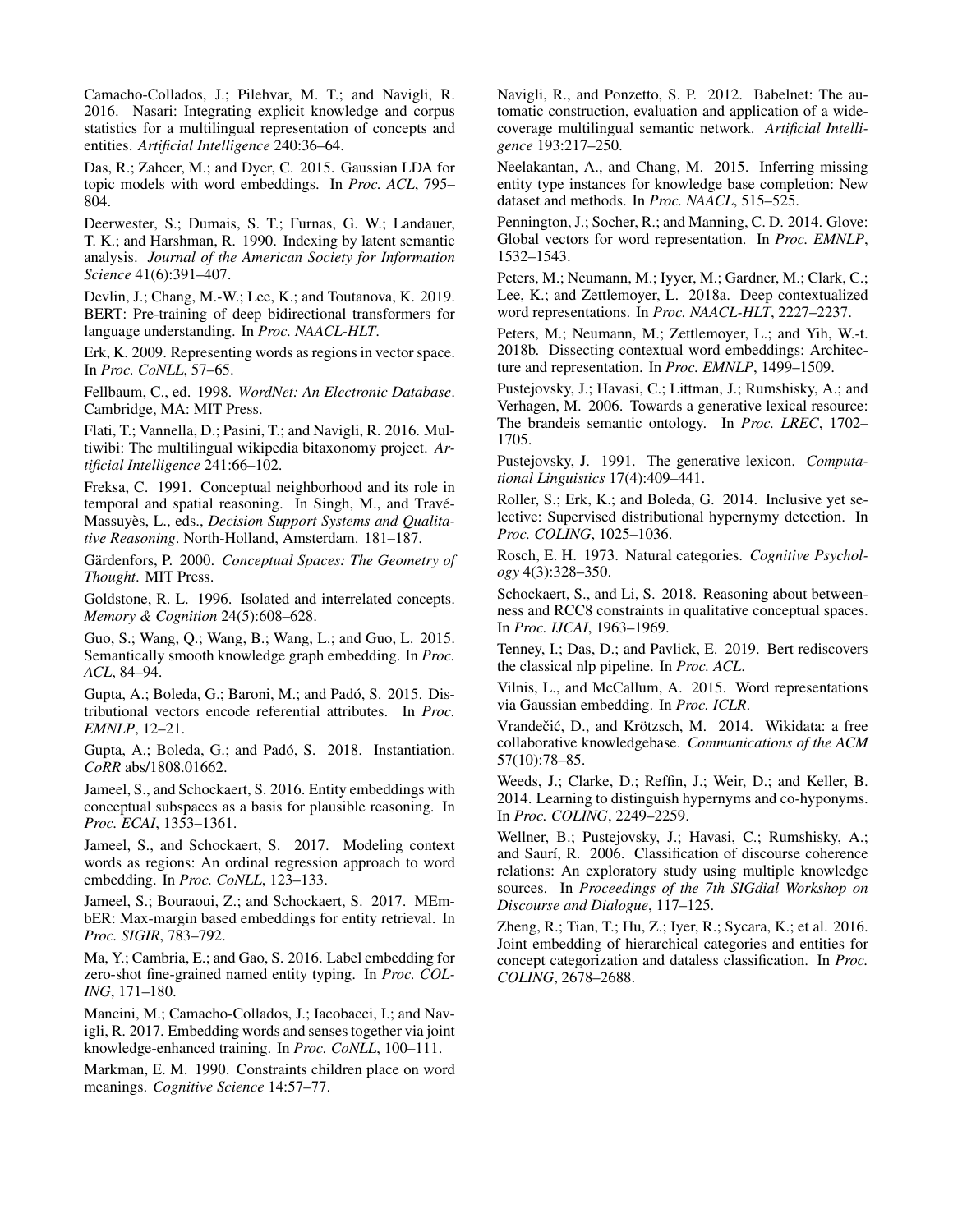Camacho-Collados, J.; Pilehvar, M. T.; and Navigli, R. 2016. Nasari: Integrating explicit knowledge and corpus statistics for a multilingual representation of concepts and entities. *Artificial Intelligence* 240:36–64.

Das, R.; Zaheer, M.; and Dyer, C. 2015. Gaussian LDA for topic models with word embeddings. In *Proc. ACL*, 795–804.

Deerwester, S.; Dumais, S. T.; Furnas, G. W.; Landauer, T. K.; and Harshman, R. 1990. Indexing by latent semantic analysis. *Journal of the American Society for Information Science* 41(6):391–407.

Devlin, J.; Chang, M.-W.; Lee, K.; and Toutanova, K. 2019. BERT: Pre-training of deep bidirectional transformers for language understanding. In *Proc. NAACL-HLT*.

Erk, K. 2009. Representing words as regions in vector space. In *Proc. CoNLL*, 57–65.

Fellbaum, C., ed. 1998. *WordNet: An Electronic Database*. Cambridge, MA: MIT Press.

Flati, T.; Vannella, D.; Pasini, T.; and Navigli, R. 2016. Multiwibi: The multilingual wikipedia bitaxonomy project. *Artificial Intelligence* 241:66–102.

Freksa, C. 1991. Conceptual neighborhood and its role in temporal and spatial reasoning. In Singh, M., and Travé-Massuyès, L., eds., *Decision Support Systems and Qualitative Reasoning*. North-Holland, Amsterdam. 181–187.

Gärdenfors, P. 2000. *Conceptual Spaces: The Geometry of Thought*. MIT Press.

Goldstone, R. L. 1996. Isolated and interrelated concepts. *Memory & Cognition* 24(5):608–628.

Guo, S.; Wang, Q.; Wang, B.; Wang, L.; and Guo, L. 2015. Semantically smooth knowledge graph embedding. In *Proc. ACL*, 84–94.

Gupta, A.; Boleda, G.; Baroni, M.; and Padó, S. 2015. Distributional vectors encode referential attributes. In *Proc. EMNLP*, 12–21.

Gupta, A.; Boleda, G.; and Padó, S. 2018. Instantiation. *CoRR* abs/1808.01662.

Jameel, S., and Schockaert, S. 2016. Entity embeddings with conceptual subspaces as a basis for plausible reasoning. In *Proc. ECAI*, 1353–1361.

Jameel, S., and Schockaert, S. 2017. Modeling context words as regions: An ordinal regression approach to word embedding. In *Proc. CoNLL*, 123–133.

Jameel, S.; Bouraoui, Z.; and Schockaert, S. 2017. MEmbER: Max-margin based embeddings for entity retrieval. In *Proc. SIGIR*, 783–792.

Ma, Y.; Cambria, E.; and Gao, S. 2016. Label embedding for zero-shot fine-grained named entity typing. In *Proc. COLING*, 171–180.

Mancini, M.; Camacho-Collados, J.; Iacobacci, I.; and Navigli, R. 2017. Embedding words and senses together via joint knowledge-enhanced training. In *Proc. CoNLL*, 100–111.

Markman, E. M. 1990. Constraints children place on word meanings. *Cognitive Science* 14:57–77.

Navigli, R., and Ponzetto, S. P. 2012. Babelnet: The automatic construction, evaluation and application of a wide-coverage multilingual semantic network. *Artificial Intelligence* 193:217–250.

Neelakantan, A., and Chang, M. 2015. Inferring missing entity type instances for knowledge base completion: New dataset and methods. In *Proc. NAACL*, 515–525.

Pennington, J.; Socher, R.; and Manning, C. D. 2014. Glove: Global vectors for word representation. In *Proc. EMNLP*, 1532–1543.

Peters, M.; Neumann, M.; Iyyer, M.; Gardner, M.; Clark, C.; Lee, K.; and Zettlemoyer, L. 2018a. Deep contextualized word representations. In *Proc. NAACL-HLT*, 2227–2237.

Peters, M.; Neumann, M.; Zettlemoyer, L.; and Yih, W.-t. 2018b. Dissecting contextual word embeddings: Architecture and representation. In *Proc. EMNLP*, 1499–1509.

Pustejovsky, J.; Havasi, C.; Littman, J.; Rumshisky, A.; and Verhagen, M. 2006. Towards a generative lexical resource: The brandeis semantic ontology. In *Proc. LREC*, 1702–1705.

Pustejovsky, J. 1991. The generative lexicon. *Computational Linguistics* 17(4):409–441.

Roller, S.; Erk, K.; and Boleda, G. 2014. Inclusive yet selective: Supervised distributional hypernymy detection. In *Proc. COLING*, 1025–1036.

Rosch, E. H. 1973. Natural categories. *Cognitive Psychology* 4(3):328–350.

Schockaert, S., and Li, S. 2018. Reasoning about betweenness and RCC8 constraints in qualitative conceptual spaces. In *Proc. IJCAI*, 1963–1969.

Tenney, I.; Das, D.; and Pavlick, E. 2019. Bert rediscovers the classical nlp pipeline. In *Proc. ACL*.

Vilnis, L., and McCallum, A. 2015. Word representations via Gaussian embedding. In *Proc. ICLR*.

Vrandečić, D., and Krötzsch, M. 2014. Wikidata: a free collaborative knowledgebase. *Communications of the ACM* 57(10):78–85.

Weeds, J.; Clarke, D.; Reffin, J.; Weir, D.; and Keller, B. 2014. Learning to distinguish hypernyms and co-hyponyms. In *Proc. COLING*, 2249–2259.

Wellner, B.; Pustejovsky, J.; Havasi, C.; Rumshisky, A.; and Saurí, R. 2006. Classification of discourse coherence relations: An exploratory study using multiple knowledge sources. In *Proceedings of the 7th SIGdial Workshop on Discourse and Dialogue*, 117–125.

Zheng, R.; Tian, T.; Hu, Z.; Iyer, R.; Sycara, K.; et al. 2016. Joint embedding of hierarchical categories and entities for concept categorization and dataless classification. In *Proc. COLING*, 2678–2688.